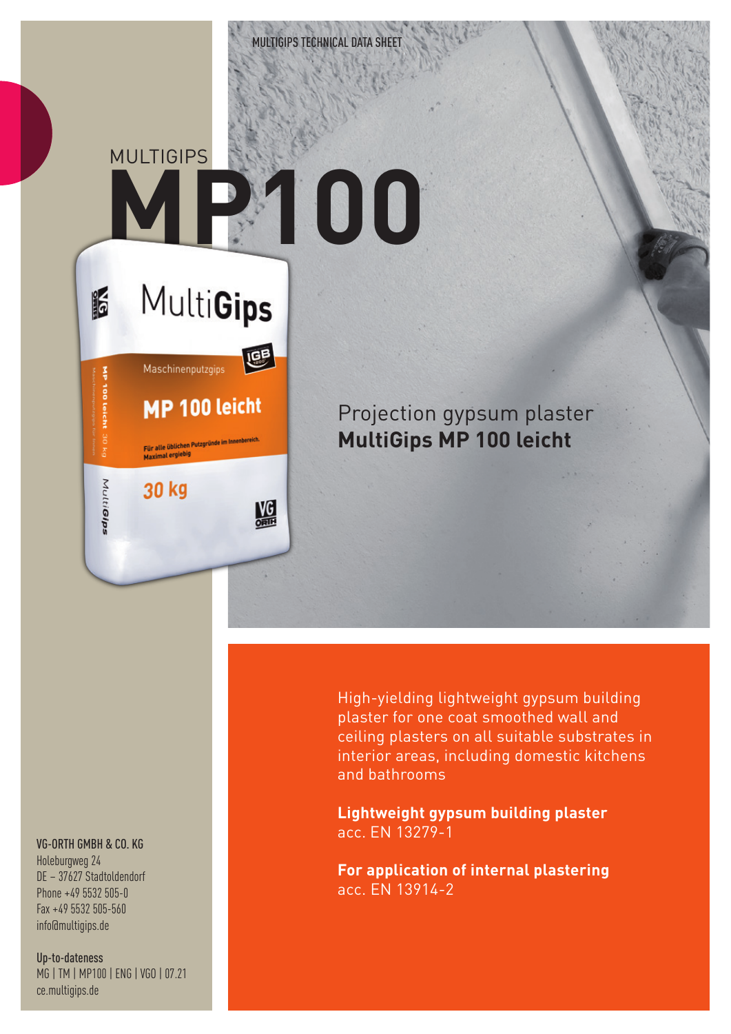MULTIGIPS

# MP100

Projection gypsum plaster
**MultiGips MP 100 leicht**

High-yielding lightweight gypsum building plaster for one coat smoothed wall and ceiling plasters on all suitable substrates in interior areas, including domestic kitchens and bathrooms

**Lightweight gypsum building plaster**
acc. EN 13279-1

**For application of internal plastering**
acc. EN 13914-2

VG-ORTH GMBH & CO. KG
Holeburgweg 24
DE – 37627 Stadtoldendorf
Phone +49 5532 505-0
Fax +49 5532 505-560
info@multigips.de

Up-to-dateness
MG | TM | MP100 | ENG | VGO | 07.21
ce.multigips.de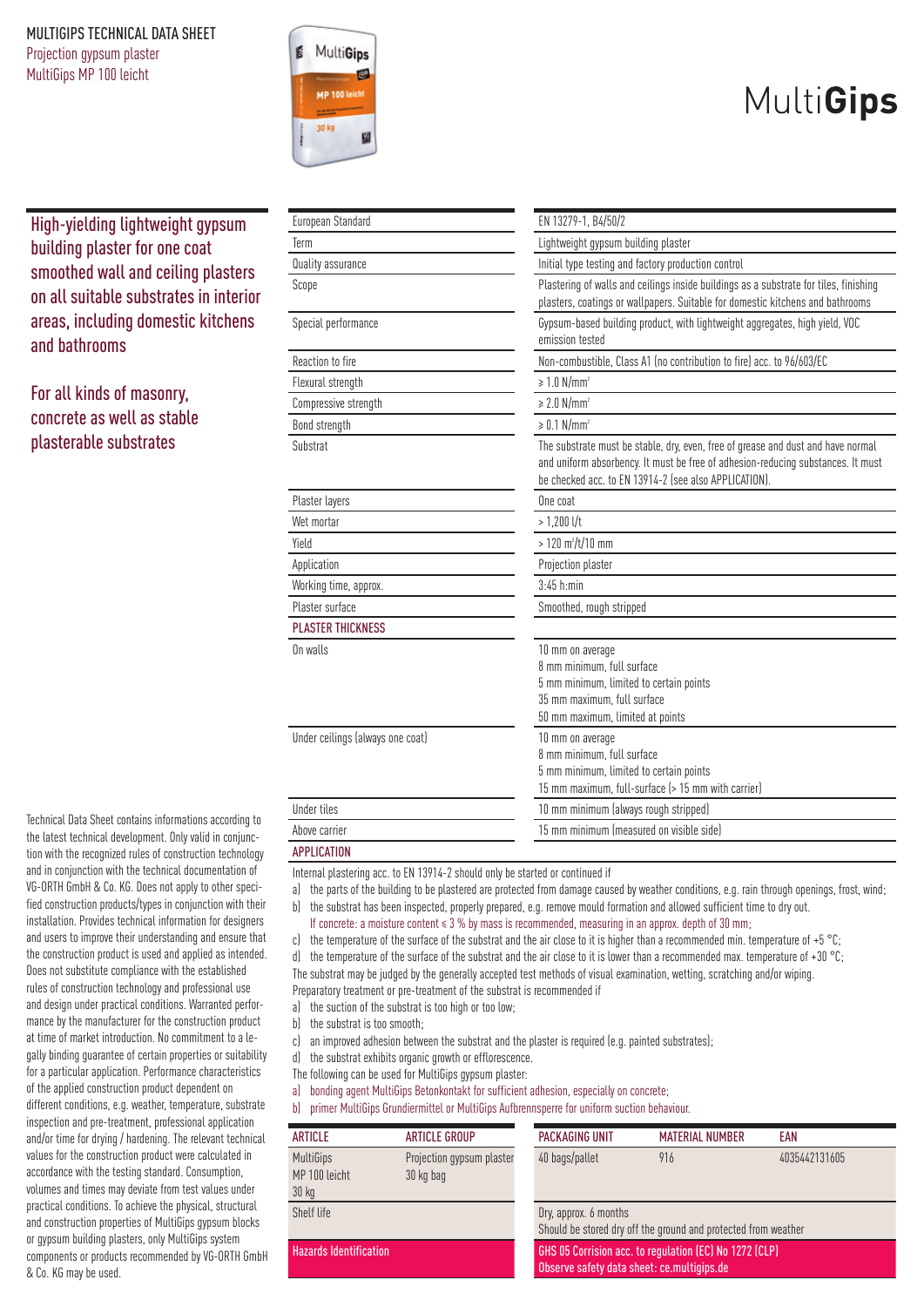MULTIGIPS TECHNICAL DATA SHEET

Projection gypsum plaster

MultiGips MP 100 leicht

MultiGips

## High-yielding lightweight gypsum building plaster for one coat smoothed wall and ceiling plasters on all suitable substrates in interior areas, including domestic kitchens and bathrooms

## For all kinds of masonry, concrete as well as stable plasterable substrates

| | |
|---|---|
| European Standard | EN 13279-1, B4/50/2 |
| Term | Lightweight gypsum building plaster |
| Quality assurance | Initial type testing and factory production control |
| Scope | Plastering of walls and ceilings inside buildings as a substrate for tiles, finishing plasters, coatings or wallpapers. Suitable for domestic kitchens and bathrooms |
| Special performance | Gypsum-based building product, with lightweight aggregates, high yield, VOC emission tested |
| Reaction to fire | Non-combustible, Class A1 (no contribution to fire) acc. to 96/603/EC |
| Flexural strength | ≥ 1.0 N/mm² |
| Compressive strength | ≥ 2.0 N/mm² |
| Bond strength | ≥ 0.1 N/mm² |
| Substrat | The substrate must be stable, dry, even, free of grease and dust and have normal and uniform absorbency. It must be free of adhesion-reducing substances. It must be checked acc. to EN 13914-2 (see also APPLICATION). |
| Plaster layers | One coat |
| Wet mortar | > 1,200 l/t |
| Yield | > 120 m²/t/10 mm |
| Application | Projection plaster |
| Working time, approx. | 3:45 h:min |
| Plaster surface | Smoothed, rough stripped |
| **PLASTER THICKNESS** | |
| On walls | 10 mm on average<br>8 mm minimum, full surface<br>5 mm minimum, limited to certain points<br>35 mm maximum, full surface<br>50 mm maximum, limited at points |
| Under ceilings (always one coat) | 10 mm on average<br>8 mm minimum, full surface<br>5 mm minimum, limited to certain points<br>15 mm maximum, full-surface (> 15 mm with carrier) |
| Under tiles | 10 mm minimum (always rough stripped) |
| Above carrier | 15 mm minimum (measured on visible side) |

### APPLICATION

Internal plastering acc. to EN 13914-2 should only be started or continued if

a) the parts of the building to be plastered are protected from damage caused by weather conditions, e.g. rain through openings, frost, wind;
b) the substrate has been inspected, properly prepared, e.g. remove mould formation and allowed sufficient time to dry out.
   If concrete: a moisture content ≤ 3 % by mass is recommended, measuring in an approx. depth of 30 mm;
c) the temperature of the surface of the substrat and the air close to it is higher than a recommended min. temperature of +5 °C;
d) the temperature of the surface of the substrat and the air close to it is lower than a recommended max. temperature of +30 °C;

The substrat may be judged by the generally accepted test methods of visual examination, wetting, scratching and/or wiping.

Preparatory treatment or pre-treatment of the substrat is recommended if

a) the suction of the substrat is too high or too low;
b) the substrat is too smooth;
c) an improved adhesion between the substrat and the plaster is required (e.g. painted substrates);
d) the substrat exhibits organic growth or efflorescence.

The following can be used for MultiGips gypsum plaster:

a) bonding agent MultiGips Betonkontakt for sufficient adhesion, especially on concrete;
b) primer MultiGips Grundiermittel or MultiGips Aufbrennsperre for uniform suction behaviour.

| ARTICLE | ARTICLE GROUP | PACKAGING UNIT | MATERIAL NUMBER | EAN |
|---|---|---|---|---|
| MultiGips MP 100 leicht 30 kg | Projection gypsum plaster 30 kg bag | 40 bags/pallet | 916 | 4035442131605 |
| Shelf life | | Dry, approx. 6 months<br>Should be stored dry off the ground and protected from weather | | |
| Hazards Identification | | GHS 05 Corrision acc. to regulation (EC) No 1272 (CLP)<br>Observe safety data sheet: ce.multigips.de | | |

Technical Data Sheet contains informations according to the latest technical development. Only valid in conjunction with the recognized rules of construction technology and in conjunction with the technical documentation of VG-ORTH GmbH & Co. KG. Does not apply to other specified construction products/types in conjunction with their installation. Provides technical information for designers and users to improve their understanding and ensure that the construction product is used and applied as intended. Does not substitute compliance with the established rules of construction technology and professional use and design under practical conditions. Warranted performance by the manufacturer for the construction product at time of market introduction. No commitment to a legally binding guarantee of certain properties or suitability for a particular application. Performance characteristics of the applied construction product dependent on different conditions, e.g. weather, temperature, substrate inspection and pre-treatment, professional application and/or time for drying / hardening. The relevant technical values for the construction product were calculated in accordance with the testing standard. Consumption, volumes and times may deviate from test values under practical conditions. To achieve the physical, structural and construction properties of MultiGips gypsum blocks or gypsum building plasters, only MultiGips system components or products recommended by VG-ORTH GmbH & Co. KG may be used.